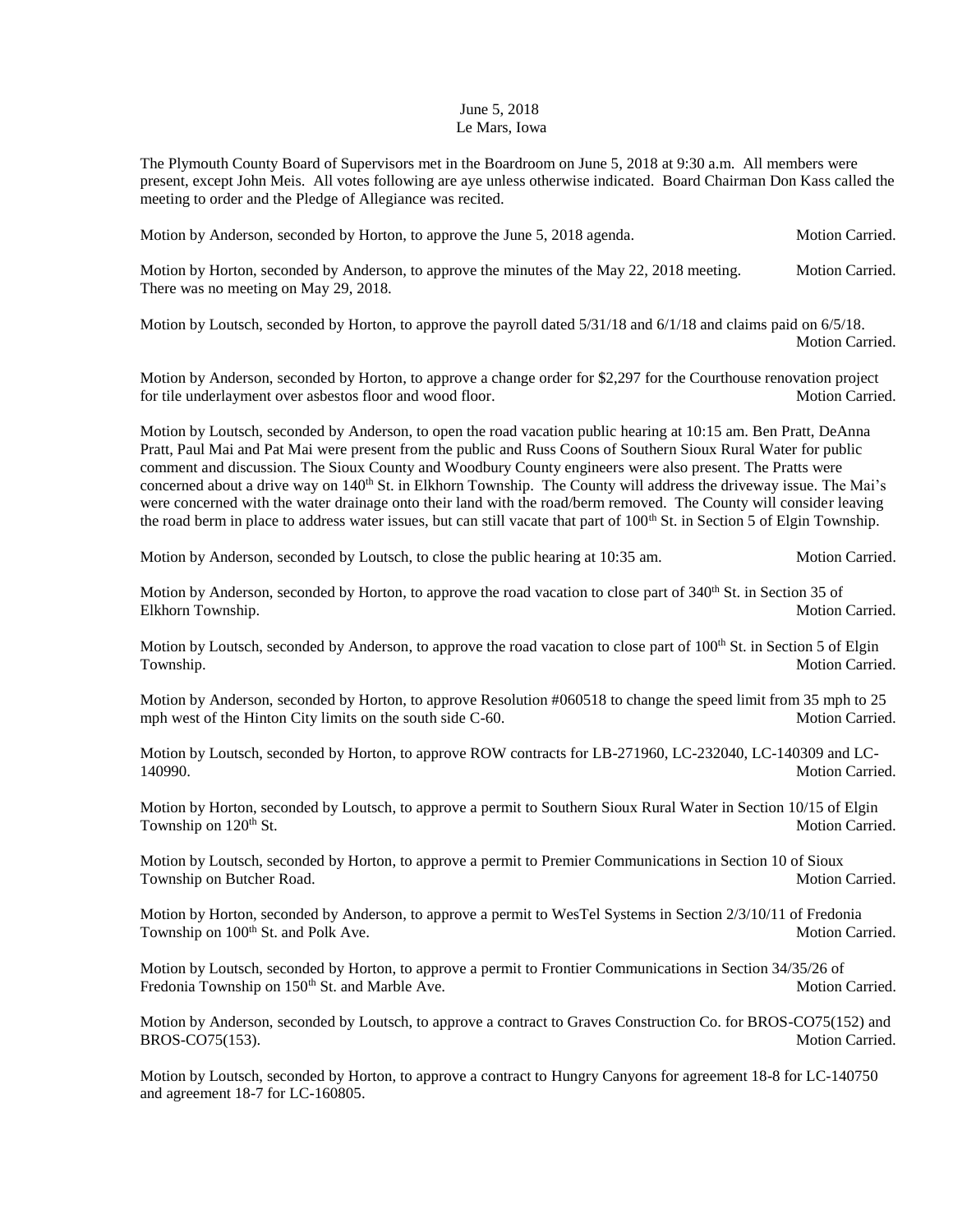June 5, 2018
Le Mars, Iowa

The Plymouth County Board of Supervisors met in the Boardroom on June 5, 2018 at 9:30 a.m. All members were present, except John Meis. All votes following are aye unless otherwise indicated. Board Chairman Don Kass called the meeting to order and the Pledge of Allegiance was recited.

Motion by Anderson, seconded by Horton, to approve the June 5, 2018 agenda. Motion Carried.

Motion by Horton, seconded by Anderson, to approve the minutes of the May 22, 2018 meeting. Motion Carried. There was no meeting on May 29, 2018.

Motion by Loutsch, seconded by Horton, to approve the payroll dated 5/31/18 and 6/1/18 and claims paid on 6/5/18. Motion Carried.

Motion by Anderson, seconded by Horton, to approve a change order for $2,297 for the Courthouse renovation project for tile underlayment over asbestos floor and wood floor. Motion Carried.

Motion by Loutsch, seconded by Anderson, to open the road vacation public hearing at 10:15 am. Ben Pratt, DeAnna Pratt, Paul Mai and Pat Mai were present from the public and Russ Coons of Southern Sioux Rural Water for public comment and discussion. The Sioux County and Woodbury County engineers were also present. The Pratts were concerned about a drive way on 140th St. in Elkhorn Township. The County will address the driveway issue. The Mai's were concerned with the water drainage onto their land with the road/berm removed. The County will consider leaving the road berm in place to address water issues, but can still vacate that part of 100th St. in Section 5 of Elgin Township.

Motion by Anderson, seconded by Loutsch, to close the public hearing at 10:35 am. Motion Carried.

Motion by Anderson, seconded by Horton, to approve the road vacation to close part of 340th St. in Section 35 of Elkhorn Township. Motion Carried.

Motion by Loutsch, seconded by Anderson, to approve the road vacation to close part of 100th St. in Section 5 of Elgin Township. Motion Carried.

Motion by Anderson, seconded by Horton, to approve Resolution #060518 to change the speed limit from 35 mph to 25 mph west of the Hinton City limits on the south side C-60. Motion Carried.

Motion by Loutsch, seconded by Horton, to approve ROW contracts for LB-271960, LC-232040, LC-140309 and LC-140990. Motion Carried.

Motion by Horton, seconded by Loutsch, to approve a permit to Southern Sioux Rural Water in Section 10/15 of Elgin Township on 120th St. Motion Carried.

Motion by Loutsch, seconded by Horton, to approve a permit to Premier Communications in Section 10 of Sioux Township on Butcher Road. Motion Carried.

Motion by Horton, seconded by Anderson, to approve a permit to WesTel Systems in Section 2/3/10/11 of Fredonia Township on 100th St. and Polk Ave. Motion Carried.

Motion by Loutsch, seconded by Horton, to approve a permit to Frontier Communications in Section 34/35/26 of Fredonia Township on 150th St. and Marble Ave. Motion Carried.

Motion by Anderson, seconded by Loutsch, to approve a contract to Graves Construction Co. for BROS-CO75(152) and BROS-CO75(153). Motion Carried.

Motion by Loutsch, seconded by Horton, to approve a contract to Hungry Canyons for agreement 18-8 for LC-140750 and agreement 18-7 for LC-160805.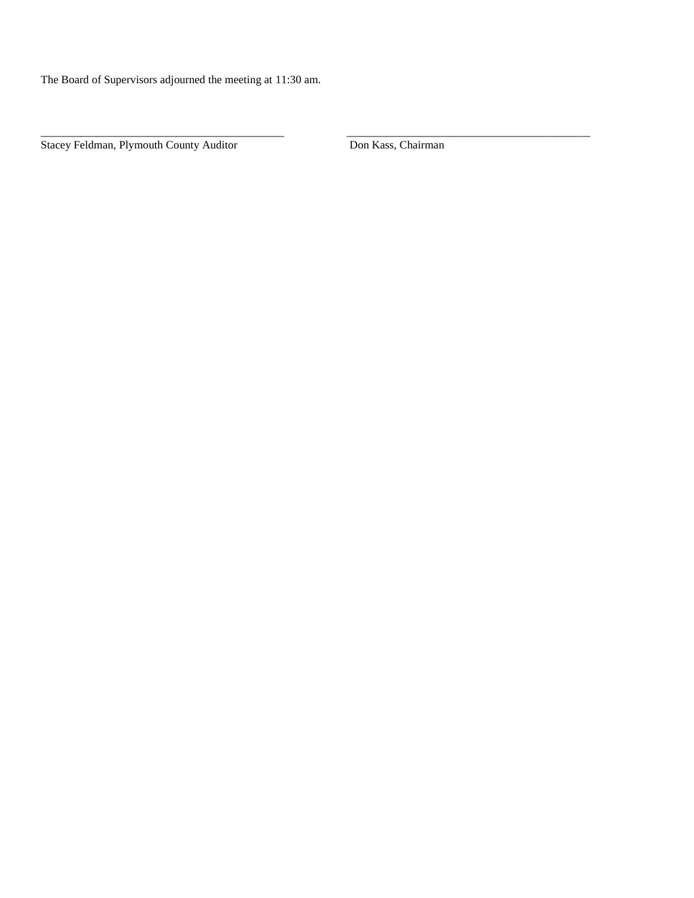The Board of Supervisors adjourned the meeting at 11:30 am.

| | |
|---|---|
| _____________________________________________ | _____________________________________________ |
| Stacey Feldman, Plymouth County Auditor | Don Kass, Chairman |